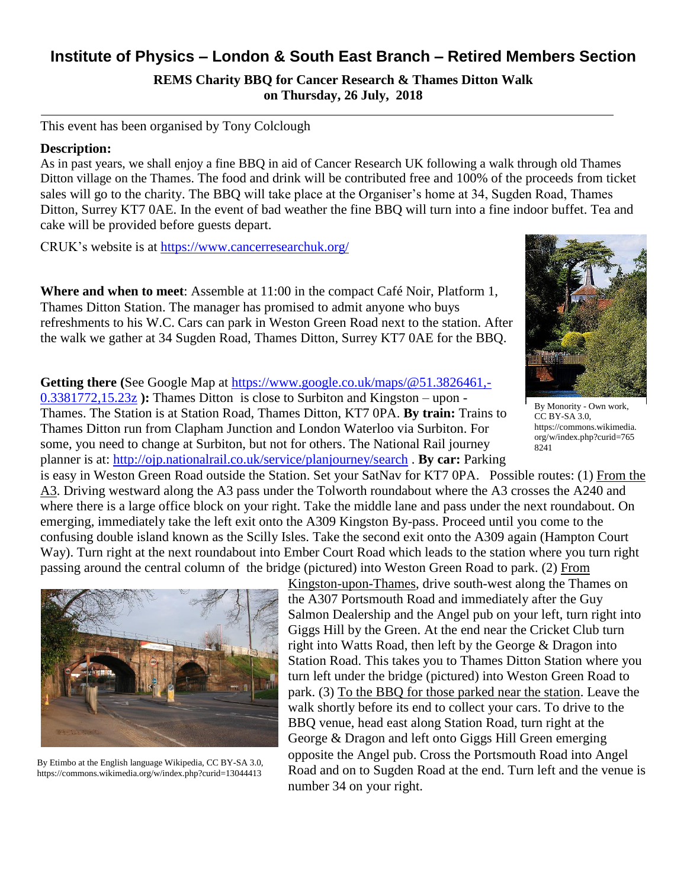# Institute of Physics – London & South East Branch – Retired Members Section

**REMS Charity BBQ for Cancer Research & Thames Ditton Walk on Thursday, 26 July, 2018**

---

This event has been organised by Tony Colclough

**Description:**

As in past years, we shall enjoy a fine BBQ in aid of Cancer Research UK following a walk through old Thames Ditton village on the Thames. The food and drink will be contributed free and 100% of the proceeds from ticket sales will go to the charity. The BBQ will take place at the Organiser's home at 34, Sugden Road, Thames Ditton, Surrey KT7 0AE. In the event of bad weather the fine BBQ will turn into a fine indoor buffet. Tea and cake will be provided before guests depart.

CRUK's website is at https://www.cancerresearchuk.org/

**Where and when to meet**: Assemble at 11:00 in the compact Café Noir, Platform 1, Thames Ditton Station. The manager has promised to admit anyone who buys refreshments to his W.C. Cars can park in Weston Green Road next to the station. After the walk we gather at 34 Sugden Road, Thames Ditton, Surrey KT7 0AE for the BBQ.

By Monority - Own work, CC BY-SA 3.0, https://commons.wikimedia.org/w/index.php?curid=7658241

**Getting there (**See Google Map at https://www.google.co.uk/maps/@51.3826461,-0.3381772,15.23z **):** Thames Ditton is close to Surbiton and Kingston – upon - Thames. The Station is at Station Road, Thames Ditton, KT7 0PA. **By train:** Trains to Thames Ditton run from Clapham Junction and London Waterloo via Surbiton. For some, you need to change at Surbiton, but not for others. The National Rail journey planner is at: http://ojp.nationalrail.co.uk/service/planjourney/search . **By car:** Parking is easy in Weston Green Road outside the Station. Set your SatNav for KT7 0PA. Possible routes: (1) From the A3. Driving westward along the A3 pass under the Tolworth roundabout where the A3 crosses the A240 and where there is a large office block on your right. Take the middle lane and pass under the next roundabout. On emerging, immediately take the left exit onto the A309 Kingston By-pass. Proceed until you come to the confusing double island known as the Scilly Isles. Take the second exit onto the A309 again (Hampton Court Way). Turn right at the next roundabout into Ember Court Road which leads to the station where you turn right passing around the central column of the bridge (pictured) into Weston Green Road to park. (2) From Kingston-upon-Thames, drive south-west along the Thames on the A307 Portsmouth Road and immediately after the Guy Salmon Dealership and the Angel pub on your left, turn right into Giggs Hill by the Green. At the end near the Cricket Club turn right into Watts Road, then left by the George & Dragon into Station Road. This takes you to Thames Ditton Station where you turn left under the bridge (pictured) into Weston Green Road to park. (3) To the BBQ for those parked near the station. Leave the walk shortly before its end to collect your cars. To drive to the BBQ venue, head east along Station Road, turn right at the George & Dragon and left onto Giggs Hill Green emerging opposite the Angel pub. Cross the Portsmouth Road into Angel Road and on to Sugden Road at the end. Turn left and the venue is number 34 on your right.

By Etimbo at the English language Wikipedia, CC BY-SA 3.0, https://commons.wikimedia.org/w/index.php?curid=13044413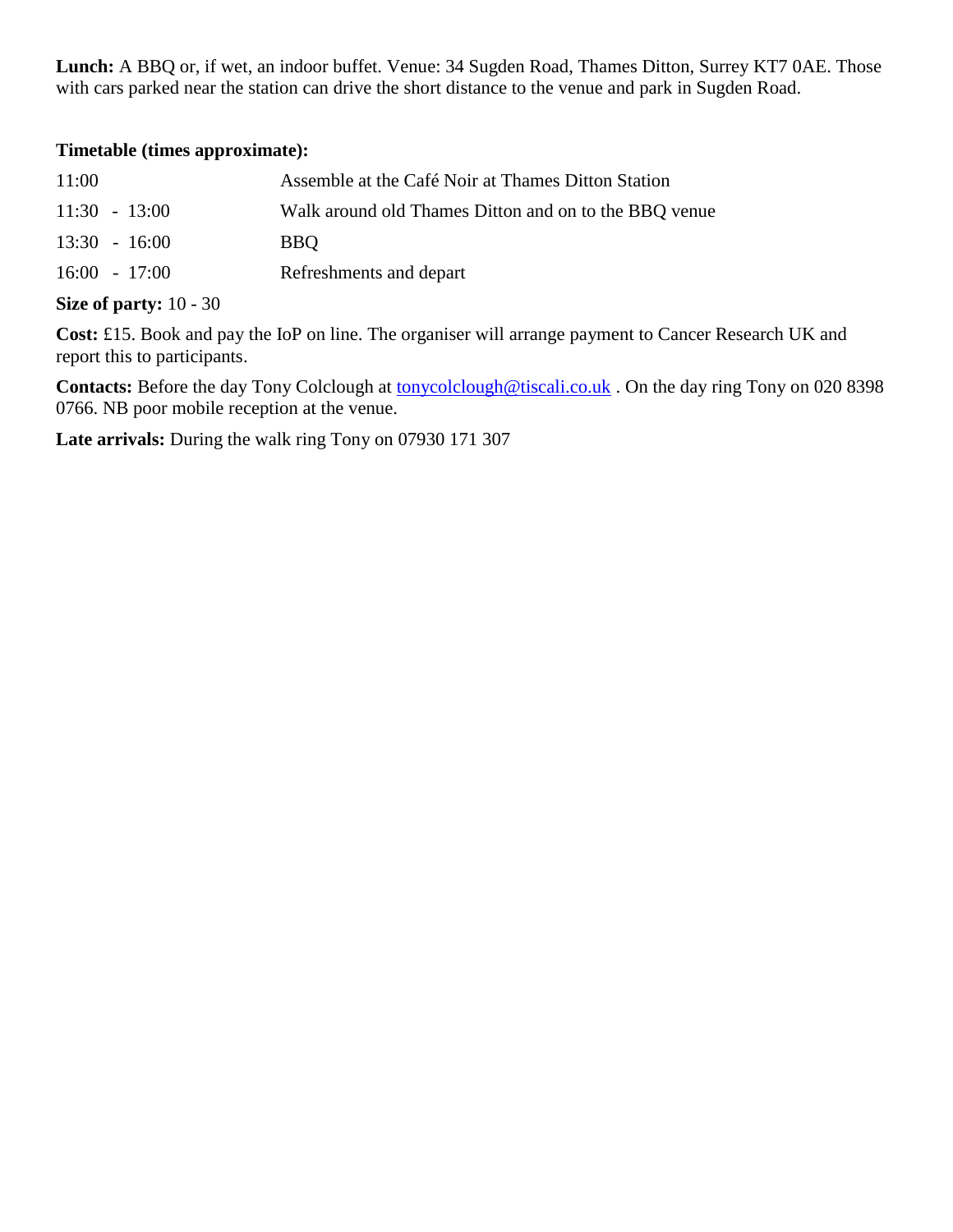**Lunch:** A BBQ or, if wet, an indoor buffet. Venue: 34 Sugden Road, Thames Ditton, Surrey KT7 0AE. Those with cars parked near the station can drive the short distance to the venue and park in Sugden Road.

**Timetable (times approximate):**

| | |
|---|---|
| 11:00 | Assemble at the Café Noir at Thames Ditton Station |
| 11:30 - 13:00 | Walk around old Thames Ditton and on to the BBQ venue |
| 13:30 - 16:00 | BBQ |
| 16:00 - 17:00 | Refreshments and depart |

**Size of party:** 10 - 30

**Cost:** £15. Book and pay the IoP on line. The organiser will arrange payment to Cancer Research UK and report this to participants.

**Contacts:** Before the day Tony Colclough at tonycolclough@tiscali.co.uk . On the day ring Tony on 020 8398 0766. NB poor mobile reception at the venue.

**Late arrivals:** During the walk ring Tony on 07930 171 307